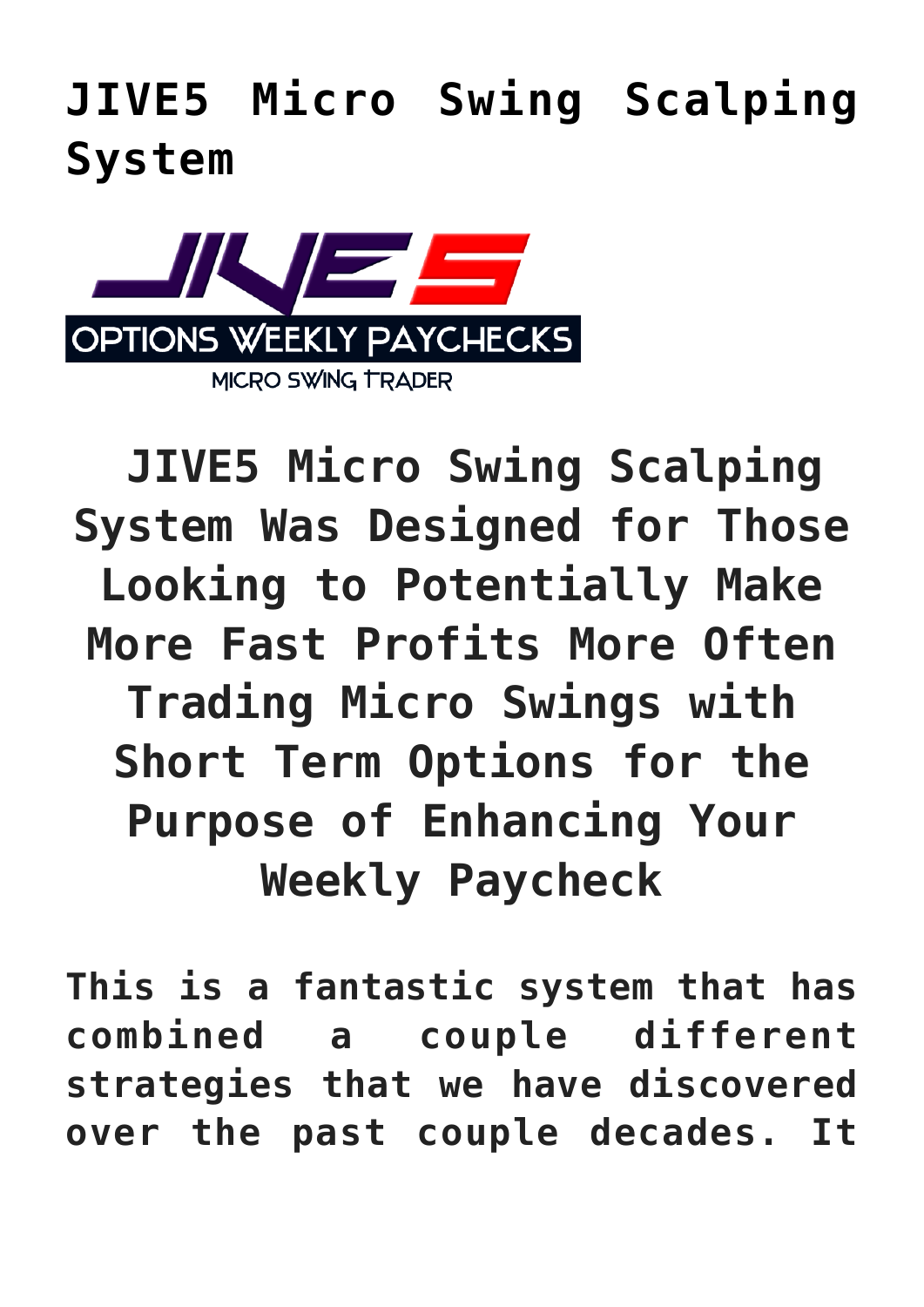# JIVE5 Micro Swing Scalping System

## JIVE5 Micro Swing Scalping System Was Designed for Those Looking to Potentially Make More Fast Profits More Often Trading Micro Swings with Short Term Options for the Purpose of Enhancing Your Weekly Paycheck

**This is a fantastic system that has combined a couple different strategies that we have discovered over the past couple decades. It**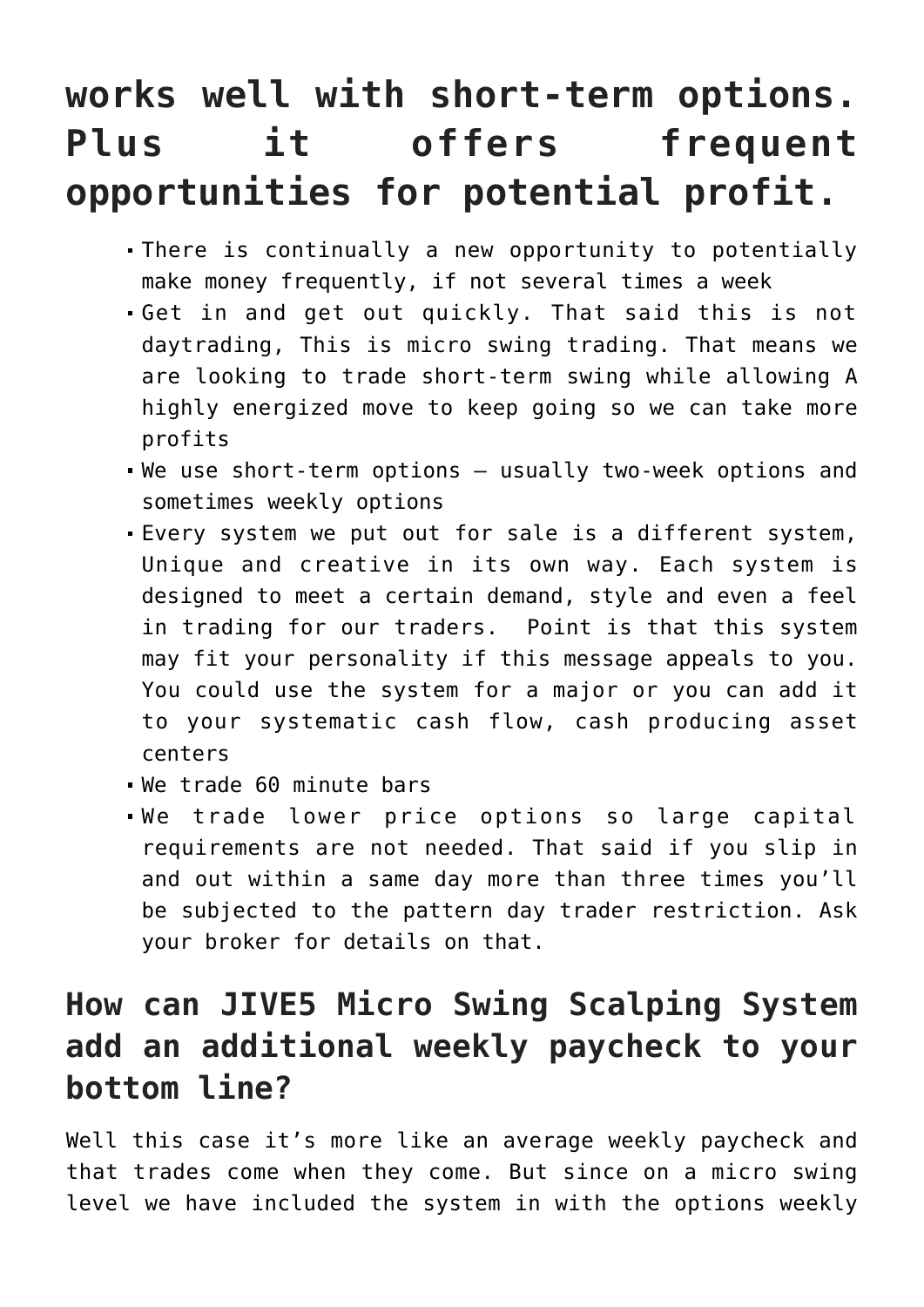## works well with short-term options. Plus it offers frequent opportunities for potential profit.

- There is continually a new opportunity to potentially make money frequently, if not several times a week
- Get in and get out quickly. That said this is not daytrading, This is micro swing trading. That means we are looking to trade short-term swing while allowing A highly energized move to keep going so we can take more profits
- We use short-term options – usually two-week options and sometimes weekly options
- Every system we put out for sale is a different system, Unique and creative in its own way. Each system is designed to meet a certain demand, style and even a feel in trading for our traders.  Point is that this system may fit your personality if this message appeals to you. You could use the system for a major or you can add it to your systematic cash flow, cash producing asset centers
- We trade 60 minute bars
- We trade lower price options so large capital requirements are not needed. That said if you slip in and out within a same day more than three times you'll be subjected to the pattern day trader restriction. Ask your broker for details on that.

## How can JIVE5 Micro Swing Scalping System add an additional weekly paycheck to your bottom line?

Well this case it's more like an average weekly paycheck and that trades come when they come. But since on a micro swing level we have included the system in with the options weekly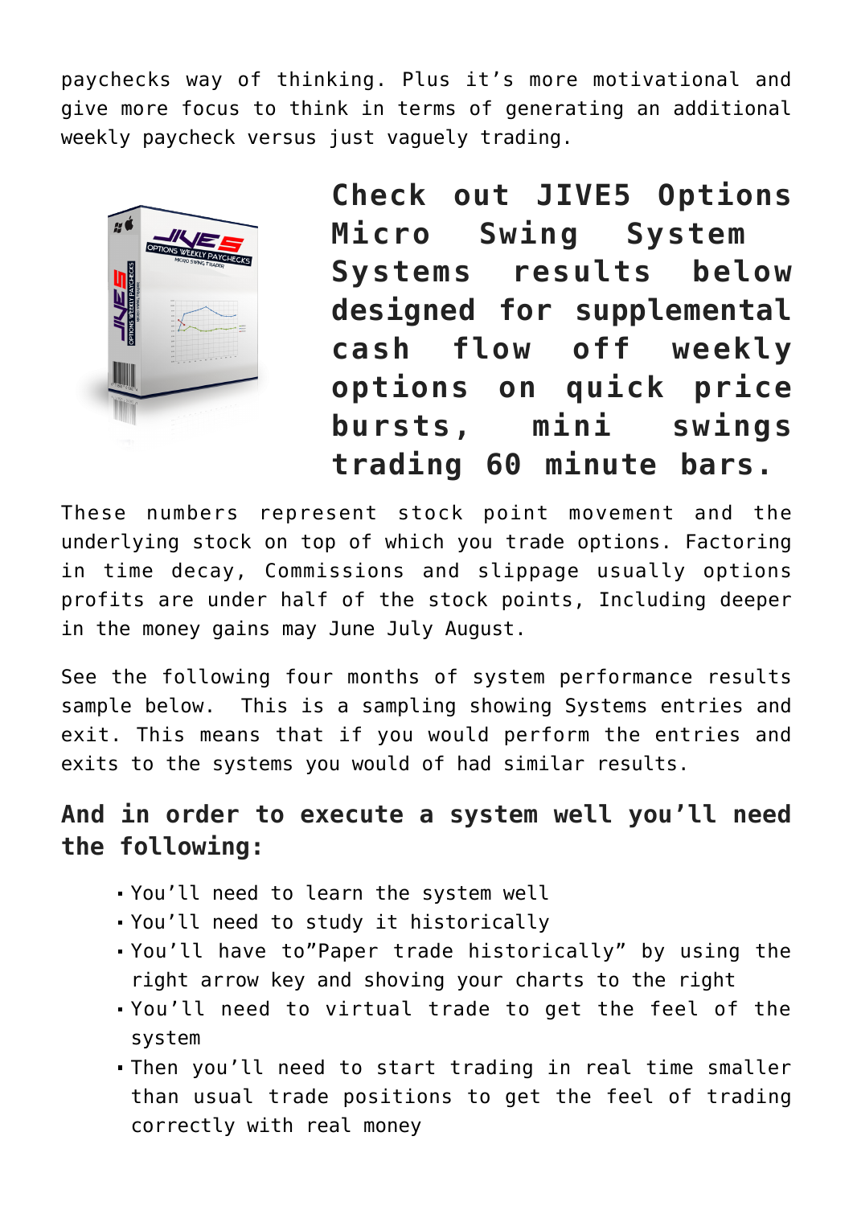paychecks way of thinking. Plus it's more motivational and give more focus to think in terms of generating an additional weekly paycheck versus just vaguely trading.

**Check out JIVE5 Options Micro Swing System Systems results below designed for supplemental cash flow off weekly options on quick price bursts, mini swings trading 60 minute bars.**

These numbers represent stock point movement and the underlying stock on top of which you trade options. Factoring in time decay, Commissions and slippage usually options profits are under half of the stock points, Including deeper in the money gains may June July August.

See the following four months of system performance results sample below. This is a sampling showing Systems entries and exit. This means that if you would perform the entries and exits to the systems you would of had similar results.

## And in order to execute a system well you'll need the following:

- You'll need to learn the system well
- You'll need to study it historically
- You'll have to"Paper trade historically" by using the right arrow key and shoving your charts to the right
- You'll need to virtual trade to get the feel of the system
- Then you'll need to start trading in real time smaller than usual trade positions to get the feel of trading correctly with real money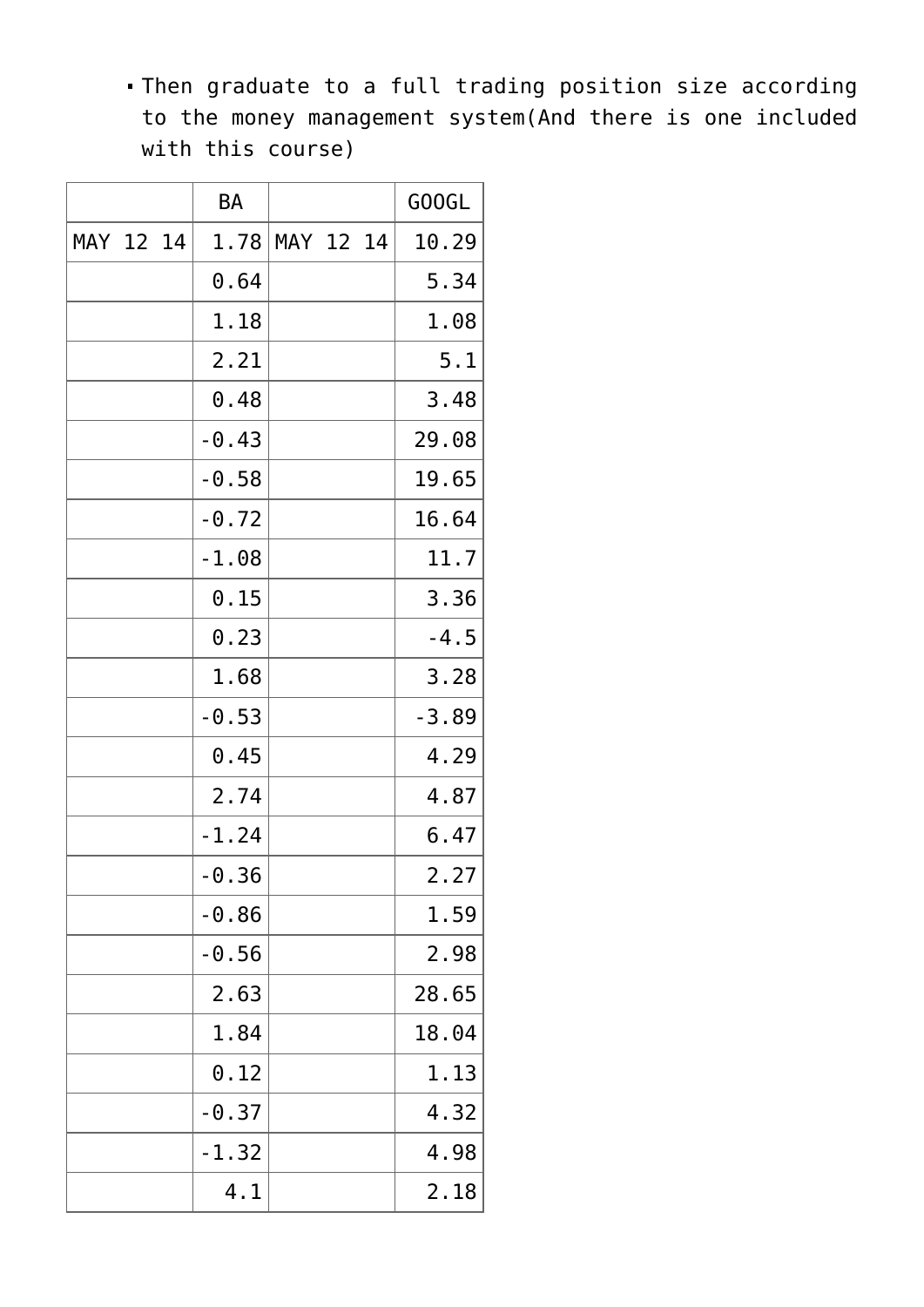- Then graduate to a full trading position size according to the money management system(And there is one included with this course)

| | BA | | GOOGL |
|---|---|---|---|
| MAY 12 14 | 1.78 | MAY 12 14 | 10.29 |
| | 0.64 | | 5.34 |
| | 1.18 | | 1.08 |
| | 2.21 | | 5.1 |
| | 0.48 | | 3.48 |
| | -0.43 | | 29.08 |
| | -0.58 | | 19.65 |
| | -0.72 | | 16.64 |
| | -1.08 | | 11.7 |
| | 0.15 | | 3.36 |
| | 0.23 | | -4.5 |
| | 1.68 | | 3.28 |
| | -0.53 | | -3.89 |
| | 0.45 | | 4.29 |
| | 2.74 | | 4.87 |
| | -1.24 | | 6.47 |
| | -0.36 | | 2.27 |
| | -0.86 | | 1.59 |
| | -0.56 | | 2.98 |
| | 2.63 | | 28.65 |
| | 1.84 | | 18.04 |
| | 0.12 | | 1.13 |
| | -0.37 | | 4.32 |
| | -1.32 | | 4.98 |
| | 4.1 | | 2.18 |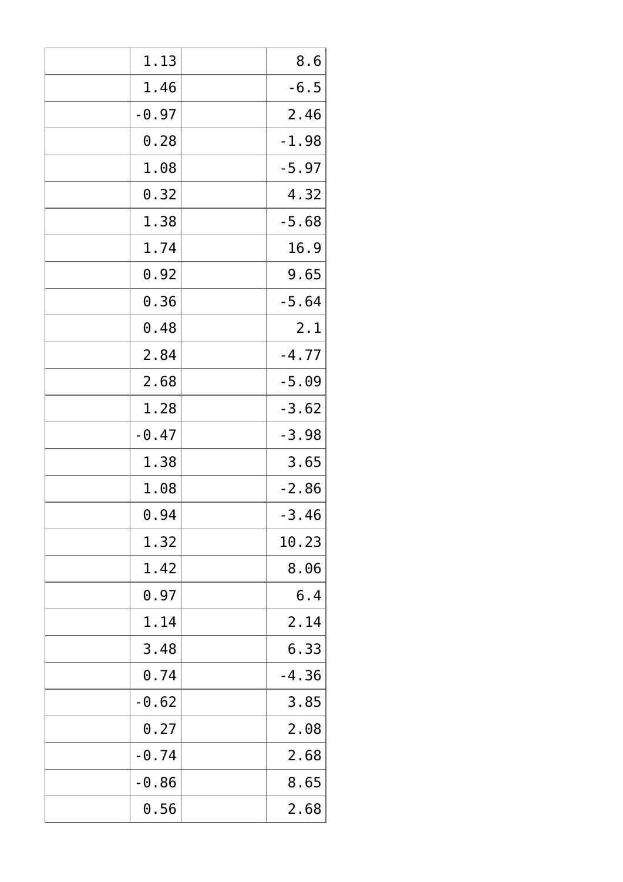| | | | |
|---|---|---|---|
| | 1.13 | | 8.6 |
| | 1.46 | | -6.5 |
| | -0.97 | | 2.46 |
| | 0.28 | | -1.98 |
| | 1.08 | | -5.97 |
| | 0.32 | | 4.32 |
| | 1.38 | | -5.68 |
| | 1.74 | | 16.9 |
| | 0.92 | | 9.65 |
| | 0.36 | | -5.64 |
| | 0.48 | | 2.1 |
| | 2.84 | | -4.77 |
| | 2.68 | | -5.09 |
| | 1.28 | | -3.62 |
| | -0.47 | | -3.98 |
| | 1.38 | | 3.65 |
| | 1.08 | | -2.86 |
| | 0.94 | | -3.46 |
| | 1.32 | | 10.23 |
| | 1.42 | | 8.06 |
| | 0.97 | | 6.4 |
| | 1.14 | | 2.14 |
| | 3.48 | | 6.33 |
| | 0.74 | | -4.36 |
| | -0.62 | | 3.85 |
| | 0.27 | | 2.08 |
| | -0.74 | | 2.68 |
| | -0.86 | | 8.65 |
| | 0.56 | | 2.68 |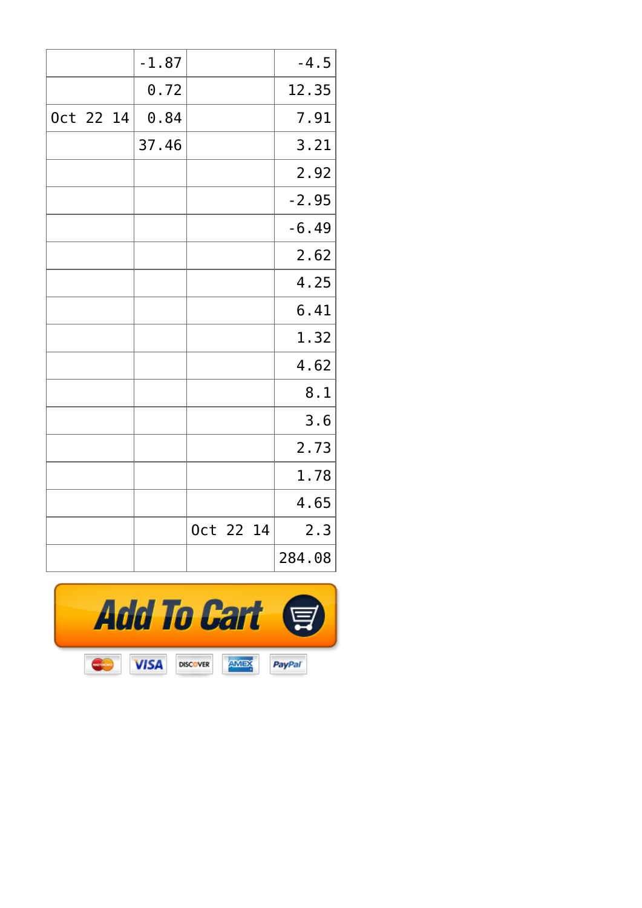| | | | |
|---|---|---|---|
| | -1.87 | | -4.5 |
| | 0.72 | | 12.35 |
| Oct 22 14 | 0.84 | | 7.91 |
| | 37.46 | | 3.21 |
| | | | 2.92 |
| | | | -2.95 |
| | | | -6.49 |
| | | | 2.62 |
| | | | 4.25 |
| | | | 6.41 |
| | | | 1.32 |
| | | | 4.62 |
| | | | 8.1 |
| | | | 3.6 |
| | | | 2.73 |
| | | | 1.78 |
| | | | 4.65 |
| | | Oct 22 14 | 2.3 |
| | | | 284.08 |

Add To Cart